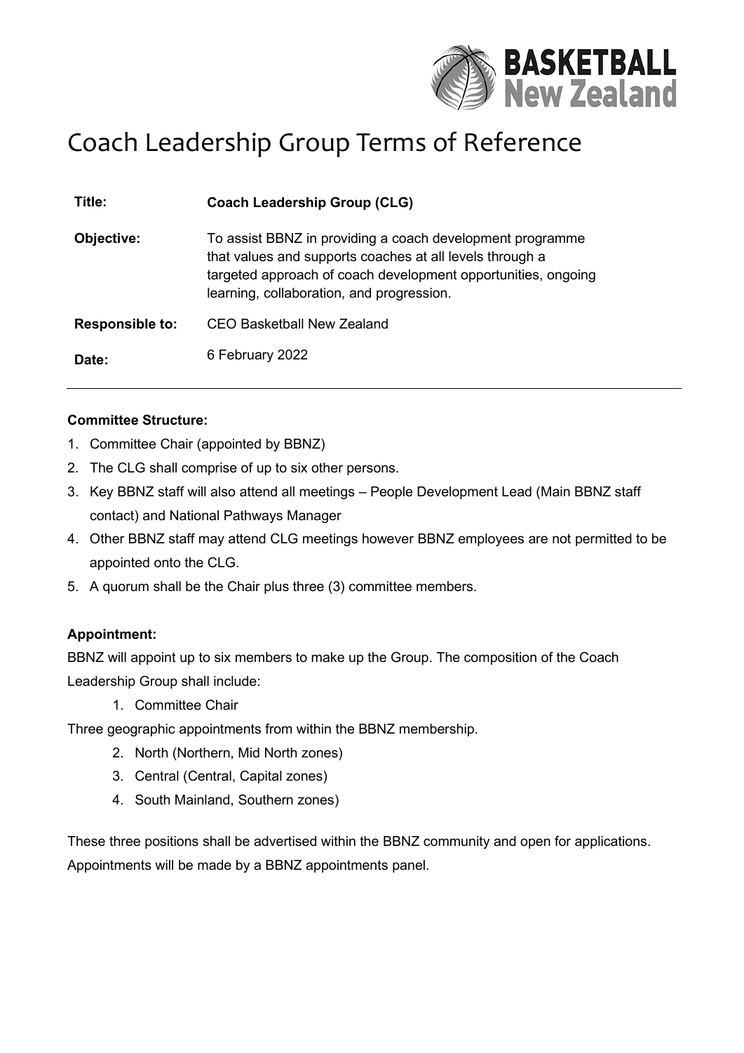# Coach Leadership Group Terms of Reference

| | |
|---|---|
| **Title:** | **Coach Leadership Group (CLG)** |
| **Objective:** | To assist BBNZ in providing a coach development programme that values and supports coaches at all levels through a targeted approach of coach development opportunities, ongoing learning, collaboration, and progression. |
| **Responsible to:** | CEO Basketball New Zealand |
| **Date:** | 6 February 2022 |

---

**Committee Structure:**

1. Committee Chair (appointed by BBNZ)
2. The CLG shall comprise of up to six other persons.
3. Key BBNZ staff will also attend all meetings – People Development Lead (Main BBNZ staff contact) and National Pathways Manager
4. Other BBNZ staff may attend CLG meetings however BBNZ employees are not permitted to be appointed onto the CLG.
5. A quorum shall be the Chair plus three (3) committee members.

**Appointment:**

BBNZ will appoint up to six members to make up the Group. The composition of the Coach Leadership Group shall include:

1. Committee Chair

Three geographic appointments from within the BBNZ membership.

2. North (Northern, Mid North zones)
3. Central (Central, Capital zones)
4. South Mainland, Southern zones)

These three positions shall be advertised within the BBNZ community and open for applications. Appointments will be made by a BBNZ appointments panel.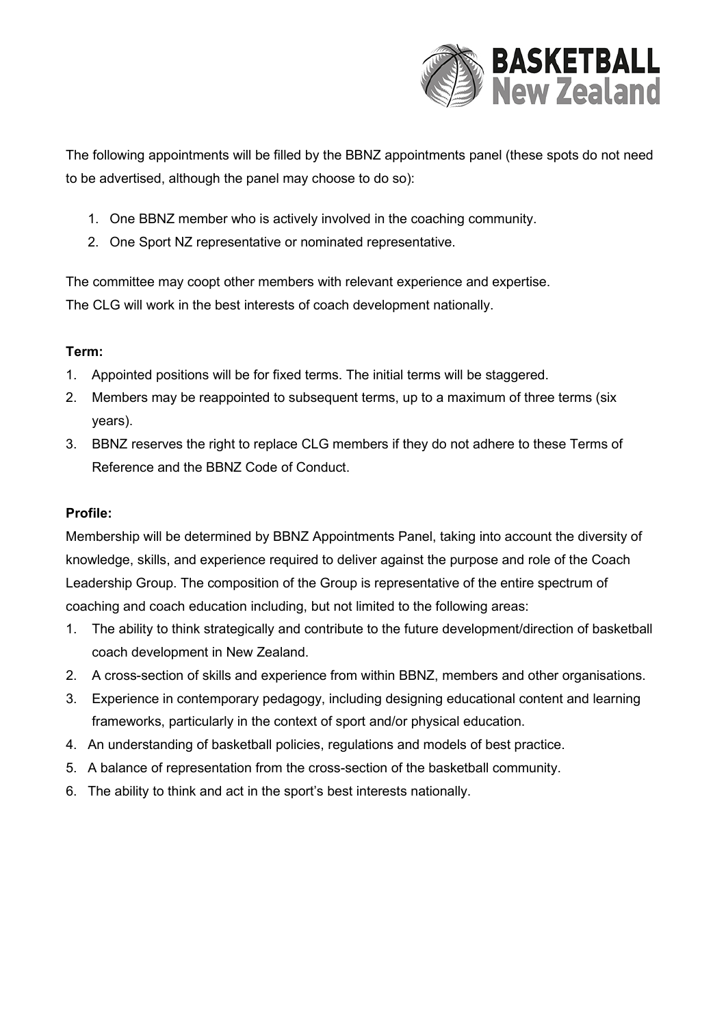The following appointments will be filled by the BBNZ appointments panel (these spots do not need to be advertised, although the panel may choose to do so):

1. One BBNZ member who is actively involved in the coaching community.
2. One Sport NZ representative or nominated representative.

The committee may coopt other members with relevant experience and expertise.
The CLG will work in the best interests of coach development nationally.

**Term:**

1. Appointed positions will be for fixed terms. The initial terms will be staggered.
2. Members may be reappointed to subsequent terms, up to a maximum of three terms (six years).
3. BBNZ reserves the right to replace CLG members if they do not adhere to these Terms of Reference and the BBNZ Code of Conduct.

**Profile:**

Membership will be determined by BBNZ Appointments Panel, taking into account the diversity of knowledge, skills, and experience required to deliver against the purpose and role of the Coach Leadership Group. The composition of the Group is representative of the entire spectrum of coaching and coach education including, but not limited to the following areas:

1. The ability to think strategically and contribute to the future development/direction of basketball coach development in New Zealand.
2. A cross-section of skills and experience from within BBNZ, members and other organisations.
3. Experience in contemporary pedagogy, including designing educational content and learning frameworks, particularly in the context of sport and/or physical education.
4. An understanding of basketball policies, regulations and models of best practice.
5. A balance of representation from the cross-section of the basketball community.
6. The ability to think and act in the sport's best interests nationally.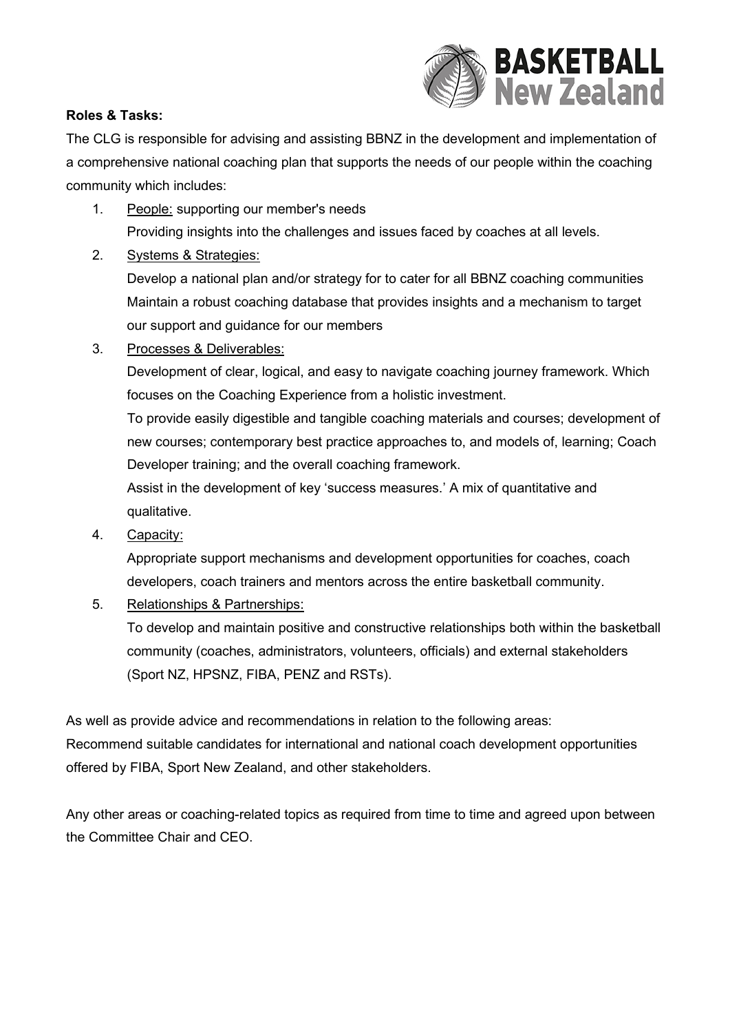**Roles & Tasks:**

The CLG is responsible for advising and assisting BBNZ in the development and implementation of a comprehensive national coaching plan that supports the needs of our people within the coaching community which includes:

1. People: supporting our member's needs
   Providing insights into the challenges and issues faced by coaches at all levels.
2. Systems & Strategies:
   Develop a national plan and/or strategy for to cater for all BBNZ coaching communities
   Maintain a robust coaching database that provides insights and a mechanism to target our support and guidance for our members
3. Processes & Deliverables:
   Development of clear, logical, and easy to navigate coaching journey framework. Which focuses on the Coaching Experience from a holistic investment.
   To provide easily digestible and tangible coaching materials and courses; development of new courses; contemporary best practice approaches to, and models of, learning; Coach Developer training; and the overall coaching framework.
   Assist in the development of key 'success measures.' A mix of quantitative and qualitative.
4. Capacity:
   Appropriate support mechanisms and development opportunities for coaches, coach developers, coach trainers and mentors across the entire basketball community.
5. Relationships & Partnerships:
   To develop and maintain positive and constructive relationships both within the basketball community (coaches, administrators, volunteers, officials) and external stakeholders (Sport NZ, HPSNZ, FIBA, PENZ and RSTs).

As well as provide advice and recommendations in relation to the following areas:
Recommend suitable candidates for international and national coach development opportunities offered by FIBA, Sport New Zealand, and other stakeholders.

Any other areas or coaching-related topics as required from time to time and agreed upon between the Committee Chair and CEO.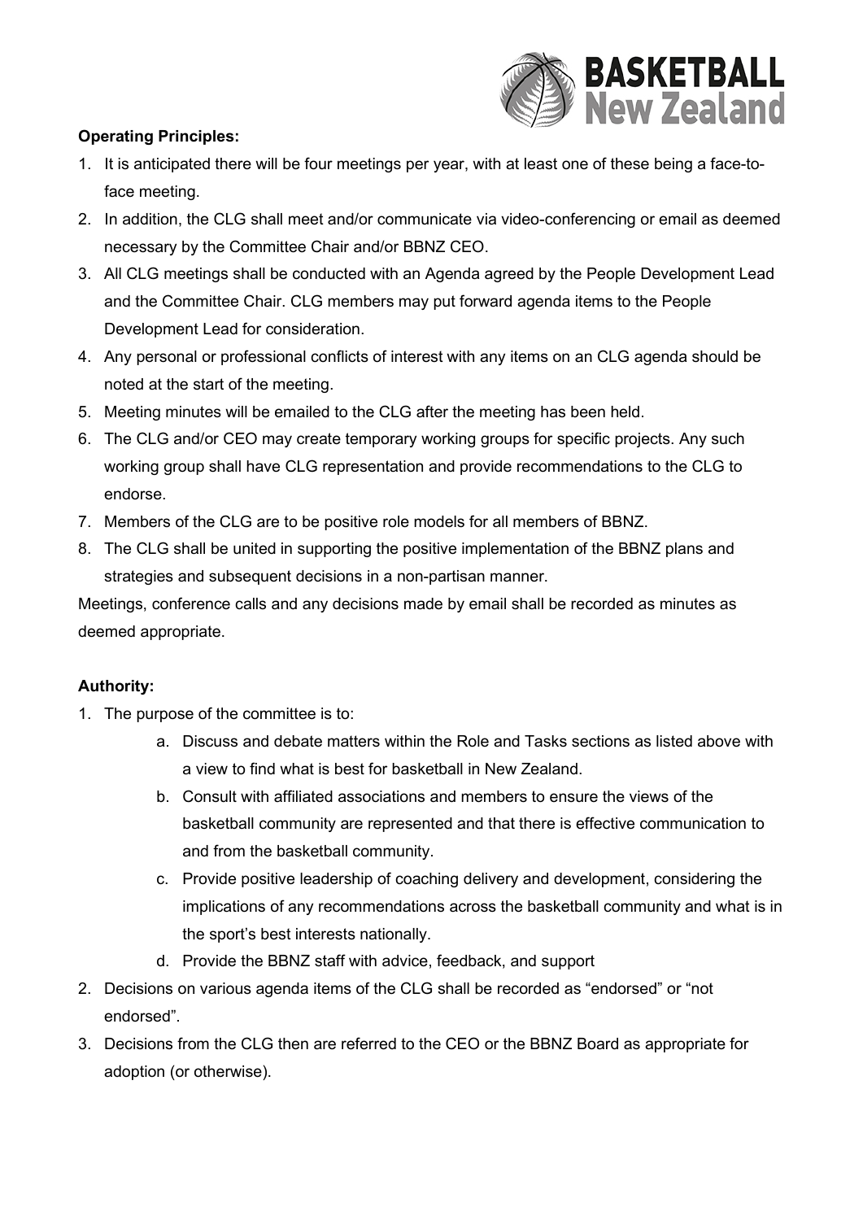**Operating Principles:**

1. It is anticipated there will be four meetings per year, with at least one of these being a face-to-face meeting.
2. In addition, the CLG shall meet and/or communicate via video-conferencing or email as deemed necessary by the Committee Chair and/or BBNZ CEO.
3. All CLG meetings shall be conducted with an Agenda agreed by the People Development Lead and the Committee Chair. CLG members may put forward agenda items to the People Development Lead for consideration.
4. Any personal or professional conflicts of interest with any items on an CLG agenda should be noted at the start of the meeting.
5. Meeting minutes will be emailed to the CLG after the meeting has been held.
6. The CLG and/or CEO may create temporary working groups for specific projects. Any such working group shall have CLG representation and provide recommendations to the CLG to endorse.
7. Members of the CLG are to be positive role models for all members of BBNZ.
8. The CLG shall be united in supporting the positive implementation of the BBNZ plans and strategies and subsequent decisions in a non-partisan manner.

Meetings, conference calls and any decisions made by email shall be recorded as minutes as deemed appropriate.

**Authority:**

1. The purpose of the committee is to:
   a. Discuss and debate matters within the Role and Tasks sections as listed above with a view to find what is best for basketball in New Zealand.
   b. Consult with affiliated associations and members to ensure the views of the basketball community are represented and that there is effective communication to and from the basketball community.
   c. Provide positive leadership of coaching delivery and development, considering the implications of any recommendations across the basketball community and what is in the sport's best interests nationally.
   d. Provide the BBNZ staff with advice, feedback, and support
2. Decisions on various agenda items of the CLG shall be recorded as "endorsed" or "not endorsed".
3. Decisions from the CLG then are referred to the CEO or the BBNZ Board as appropriate for adoption (or otherwise).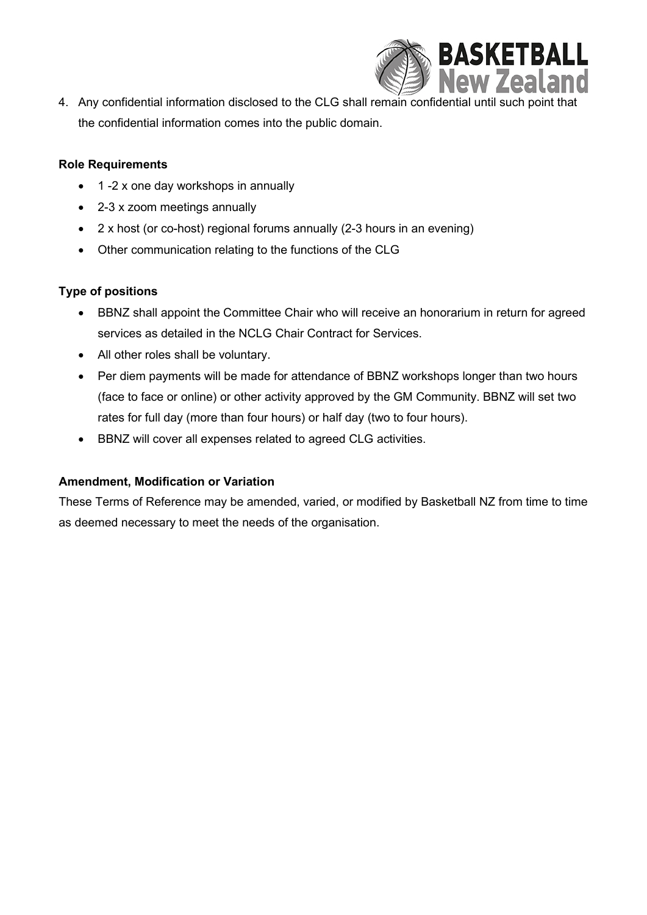4. Any confidential information disclosed to the CLG shall remain confidential until such point that the confidential information comes into the public domain.

**Role Requirements**

- 1 -2 x one day workshops in annually
- 2-3 x zoom meetings annually
- 2 x host (or co-host) regional forums annually (2-3 hours in an evening)
- Other communication relating to the functions of the CLG

**Type of positions**

- BBNZ shall appoint the Committee Chair who will receive an honorarium in return for agreed services as detailed in the NCLG Chair Contract for Services.
- All other roles shall be voluntary.
- Per diem payments will be made for attendance of BBNZ workshops longer than two hours (face to face or online) or other activity approved by the GM Community. BBNZ will set two rates for full day (more than four hours) or half day (two to four hours).
- BBNZ will cover all expenses related to agreed CLG activities.

**Amendment, Modification or Variation**

These Terms of Reference may be amended, varied, or modified by Basketball NZ from time to time as deemed necessary to meet the needs of the organisation.